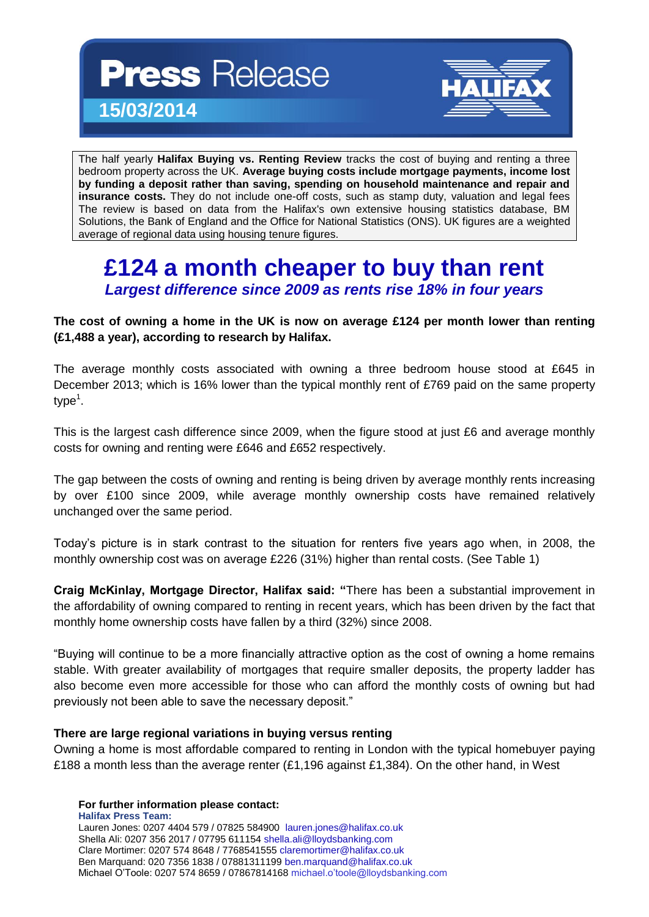# Press Release

**15/03/2014**

HALIFAX

The half yearly **Halifax Buying vs. Renting Review** tracks the cost of buying and renting a three bedroom property across the UK. **Average buying costs include mortgage payments, income lost by funding a deposit rather than saving, spending on household maintenance and repair and insurance costs.** They do not include one-off costs, such as stamp duty, valuation and legal fees The review is based on data from the Halifax's own extensive housing statistics database, BM Solutions, the Bank of England and the Office for National Statistics (ONS). UK figures are a weighted average of regional data using housing tenure figures.

## £124 a month cheaper to buy than rent

### *Largest difference since 2009 as rents rise 18% in four years*

**The cost of owning a home in the UK is now on average £124 per month lower than renting (£1,488 a year), according to research by Halifax.**

The average monthly costs associated with owning a three bedroom house stood at £645 in December 2013; which is 16% lower than the typical monthly rent of £769 paid on the same property type[1].

This is the largest cash difference since 2009, when the figure stood at just £6 and average monthly costs for owning and renting were £646 and £652 respectively.

The gap between the costs of owning and renting is being driven by average monthly rents increasing by over £100 since 2009, while average monthly ownership costs have remained relatively unchanged over the same period.

Today's picture is in stark contrast to the situation for renters five years ago when, in 2008, the monthly ownership cost was on average £226 (31%) higher than rental costs. (See Table 1)

**Craig McKinlay, Mortgage Director, Halifax said: "**There has been a substantial improvement in the affordability of owning compared to renting in recent years, which has been driven by the fact that monthly home ownership costs have fallen by a third (32%) since 2008.

"Buying will continue to be a more financially attractive option as the cost of owning a home remains stable. With greater availability of mortgages that require smaller deposits, the property ladder has also become even more accessible for those who can afford the monthly costs of owning but had previously not been able to save the necessary deposit."

**There are large regional variations in buying versus renting**

Owning a home is most affordable compared to renting in London with the typical homebuyer paying £188 a month less than the average renter (£1,196 against £1,384). On the other hand, in West

**For further information please contact:**

**Halifax Press Team:**

Lauren Jones: 0207 4404 579 / 07825 584900 lauren.jones@halifax.co.uk
Shella Ali: 0207 356 2017 / 07795 611154 shella.ali@lloydsbanking.com
Clare Mortimer: 0207 574 8648 / 7768541555 claremortimer@halifax.co.uk
Ben Marquand: 020 7356 1838 / 07881311199 ben.marquand@halifax.co.uk
Michael O'Toole: 0207 574 8659 / 07867814168 michael.o'toole@lloydsbanking.com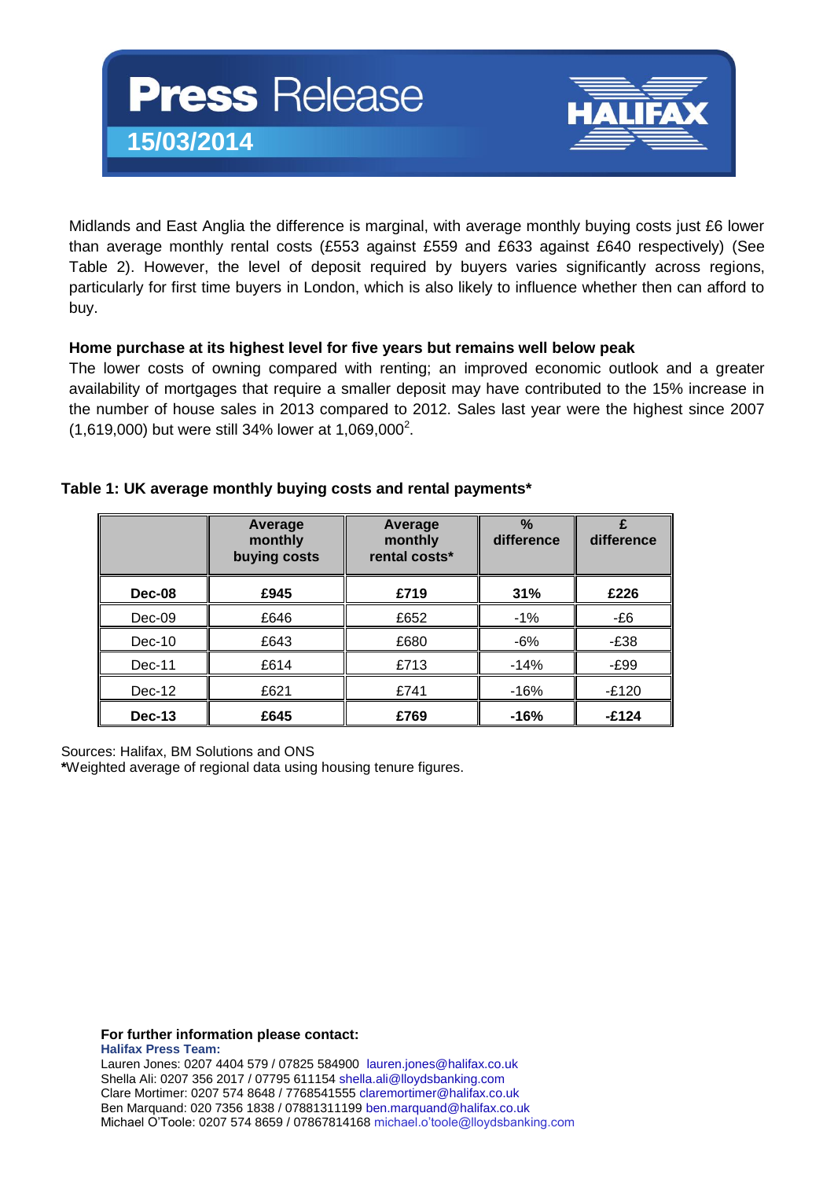Midlands and East Anglia the difference is marginal, with average monthly buying costs just £6 lower than average monthly rental costs (£553 against £559 and £633 against £640 respectively) (See Table 2). However, the level of deposit required by buyers varies significantly across regions, particularly for first time buyers in London, which is also likely to influence whether then can afford to buy.

**Home purchase at its highest level for five years but remains well below peak**

The lower costs of owning compared with renting; an improved economic outlook and a greater availability of mortgages that require a smaller deposit may have contributed to the 15% increase in the number of house sales in 2013 compared to 2012. Sales last year were the highest since 2007 (1,619,000) but were still 34% lower at 1,069,000[2].

**Table 1: UK average monthly buying costs and rental payments***

| | Average monthly buying costs | Average monthly rental costs* | % difference | £ difference |
|---|---|---|---|---|
| **Dec-08** | **£945** | **£719** | **31%** | **£226** |
| Dec-09 | £646 | £652 | -1% | -£6 |
| Dec-10 | £643 | £680 | -6% | -£38 |
| Dec-11 | £614 | £713 | -14% | -£99 |
| Dec-12 | £621 | £741 | -16% | -£120 |
| **Dec-13** | **£645** | **£769** | **-16%** | **-£124** |

Sources: Halifax, BM Solutions and ONS
***Weighted average of regional data using housing tenure figures.

**For further information please contact:**
**Halifax Press Team:**
Lauren Jones: 0207 4404 579 / 07825 584900 lauren.jones@halifax.co.uk
Shella Ali: 0207 356 2017 / 07795 611154 shella.ali@lloydsbanking.com
Clare Mortimer: 0207 574 8648 / 7768541555 claremortimer@halifax.co.uk
Ben Marquand: 020 7356 1838 / 07881311199 ben.marquand@halifax.co.uk
Michael O'Toole: 0207 574 8659 / 07867814168 michael.o'toole@lloydsbanking.com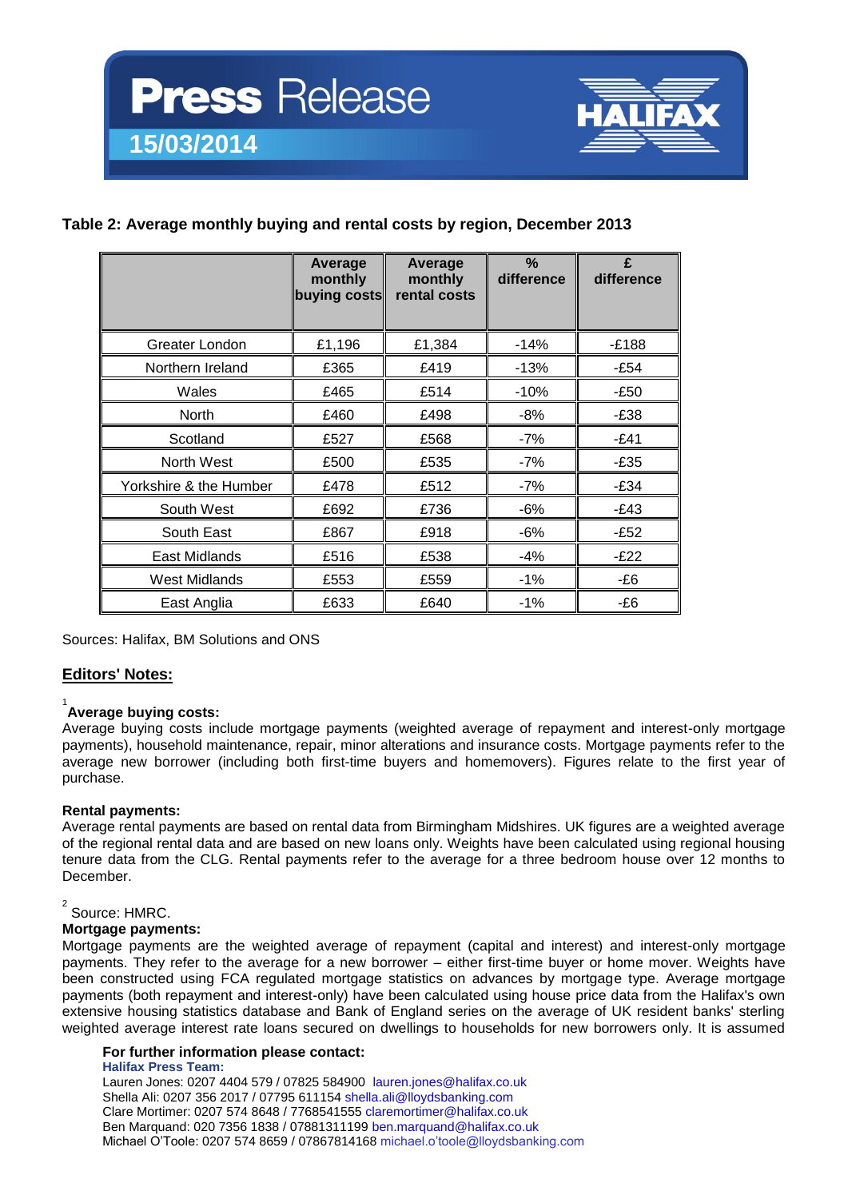# Press Release

15/03/2014

**Table 2: Average monthly buying and rental costs by region, December 2013**

| | Average monthly buying costs | Average monthly rental costs | % difference | £ difference |
|---|---|---|---|---|
| Greater London | £1,196 | £1,384 | -14% | -£188 |
| Northern Ireland | £365 | £419 | -13% | -£54 |
| Wales | £465 | £514 | -10% | -£50 |
| North | £460 | £498 | -8% | -£38 |
| Scotland | £527 | £568 | -7% | -£41 |
| North West | £500 | £535 | -7% | -£35 |
| Yorkshire & the Humber | £478 | £512 | -7% | -£34 |
| South West | £692 | £736 | -6% | -£43 |
| South East | £867 | £918 | -6% | -£52 |
| East Midlands | £516 | £538 | -4% | -£22 |
| West Midlands | £553 | £559 | -1% | -£6 |
| East Anglia | £633 | £640 | -1% | -£6 |

Sources: Halifax, BM Solutions and ONS

## Editors' Notes:

[1] **Average buying costs:**
Average buying costs include mortgage payments (weighted average of repayment and interest-only mortgage payments), household maintenance, repair, minor alterations and insurance costs. Mortgage payments refer to the average new borrower (including both first-time buyers and homemovers). Figures relate to the first year of purchase.

**Rental payments:**
Average rental payments are based on rental data from Birmingham Midshires. UK figures are a weighted average of the regional rental data and are based on new loans only. Weights have been calculated using regional housing tenure data from the CLG. Rental payments refer to the average for a three bedroom house over 12 months to December.

[2] Source: HMRC.

**Mortgage payments:**
Mortgage payments are the weighted average of repayment (capital and interest) and interest-only mortgage payments. They refer to the average for a new borrower – either first-time buyer or home mover. Weights have been constructed using FCA regulated mortgage statistics on advances by mortgage type. Average mortgage payments (both repayment and interest-only) have been calculated using house price data from the Halifax's own extensive housing statistics database and Bank of England series on the average of UK resident banks' sterling weighted average interest rate loans secured on dwellings to households for new borrowers only. It is assumed

**For further information please contact:**
**Halifax Press Team:**
Lauren Jones: 0207 4404 579 / 07825 584900 lauren.jones@halifax.co.uk
Shella Ali: 0207 356 2017 / 07795 611154 shella.ali@lloydsbanking.com
Clare Mortimer: 0207 574 8648 / 7768541555 claremortimer@halifax.co.uk
Ben Marquand: 020 7356 1838 / 07881311199 ben.marquand@halifax.co.uk
Michael O'Toole: 0207 574 8659 / 07867814168 michael.o'toole@lloydsbanking.com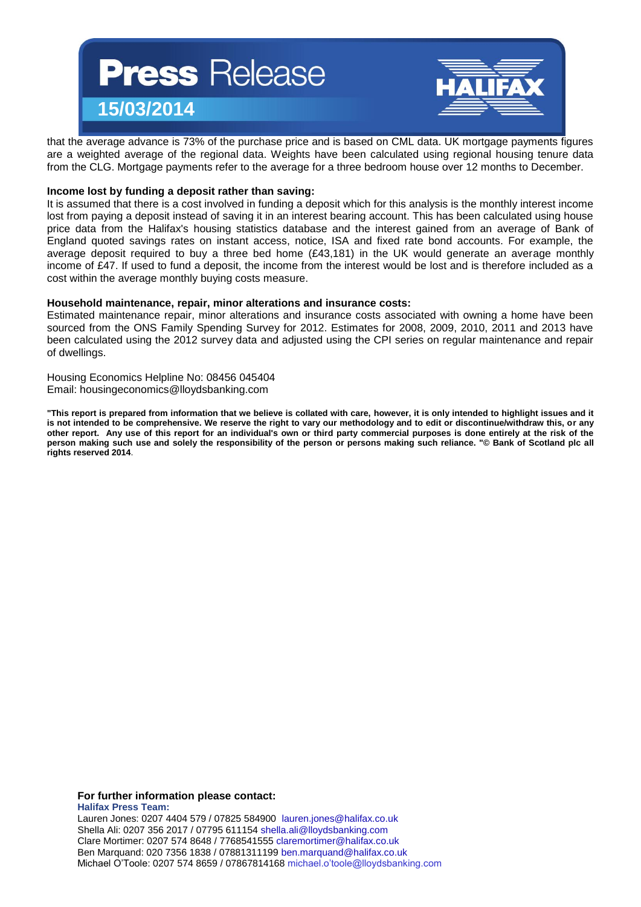that the average advance is 73% of the purchase price and is based on CML data. UK mortgage payments figures are a weighted average of the regional data. Weights have been calculated using regional housing tenure data from the CLG. Mortgage payments refer to the average for a three bedroom house over 12 months to December.

**Income lost by funding a deposit rather than saving:**

It is assumed that there is a cost involved in funding a deposit which for this analysis is the monthly interest income lost from paying a deposit instead of saving it in an interest bearing account. This has been calculated using house price data from the Halifax's housing statistics database and the interest gained from an average of Bank of England quoted savings rates on instant access, notice, ISA and fixed rate bond accounts. For example, the average deposit required to buy a three bed home (£43,181) in the UK would generate an average monthly income of £47. If used to fund a deposit, the income from the interest would be lost and is therefore included as a cost within the average monthly buying costs measure.

**Household maintenance, repair, minor alterations and insurance costs:**

Estimated maintenance repair, minor alterations and insurance costs associated with owning a home have been sourced from the ONS Family Spending Survey for 2012. Estimates for 2008, 2009, 2010, 2011 and 2013 have been calculated using the 2012 survey data and adjusted using the CPI series on regular maintenance and repair of dwellings.

Housing Economics Helpline No: 08456 045404
Email: housingeconomics@lloydsbanking.com

**"This report is prepared from information that we believe is collated with care, however, it is only intended to highlight issues and it is not intended to be comprehensive. We reserve the right to vary our methodology and to edit or discontinue/withdraw this, or any other report. Any use of this report for an individual's own or third party commercial purposes is done entirely at the risk of the person making such use and solely the responsibility of the person or persons making such reliance. "© Bank of Scotland plc all rights reserved 2014**.

**For further information please contact:**

**Halifax Press Team:**

Lauren Jones: 0207 4404 579 / 07825 584900 lauren.jones@halifax.co.uk
Shella Ali: 0207 356 2017 / 07795 611154 shella.ali@lloydsbanking.com
Clare Mortimer: 0207 574 8648 / 7768541555 claremortimer@halifax.co.uk
Ben Marquand: 020 7356 1838 / 07881311199 ben.marquand@halifax.co.uk
Michael O'Toole: 0207 574 8659 / 07867814168 michael.o'toole@lloydsbanking.com